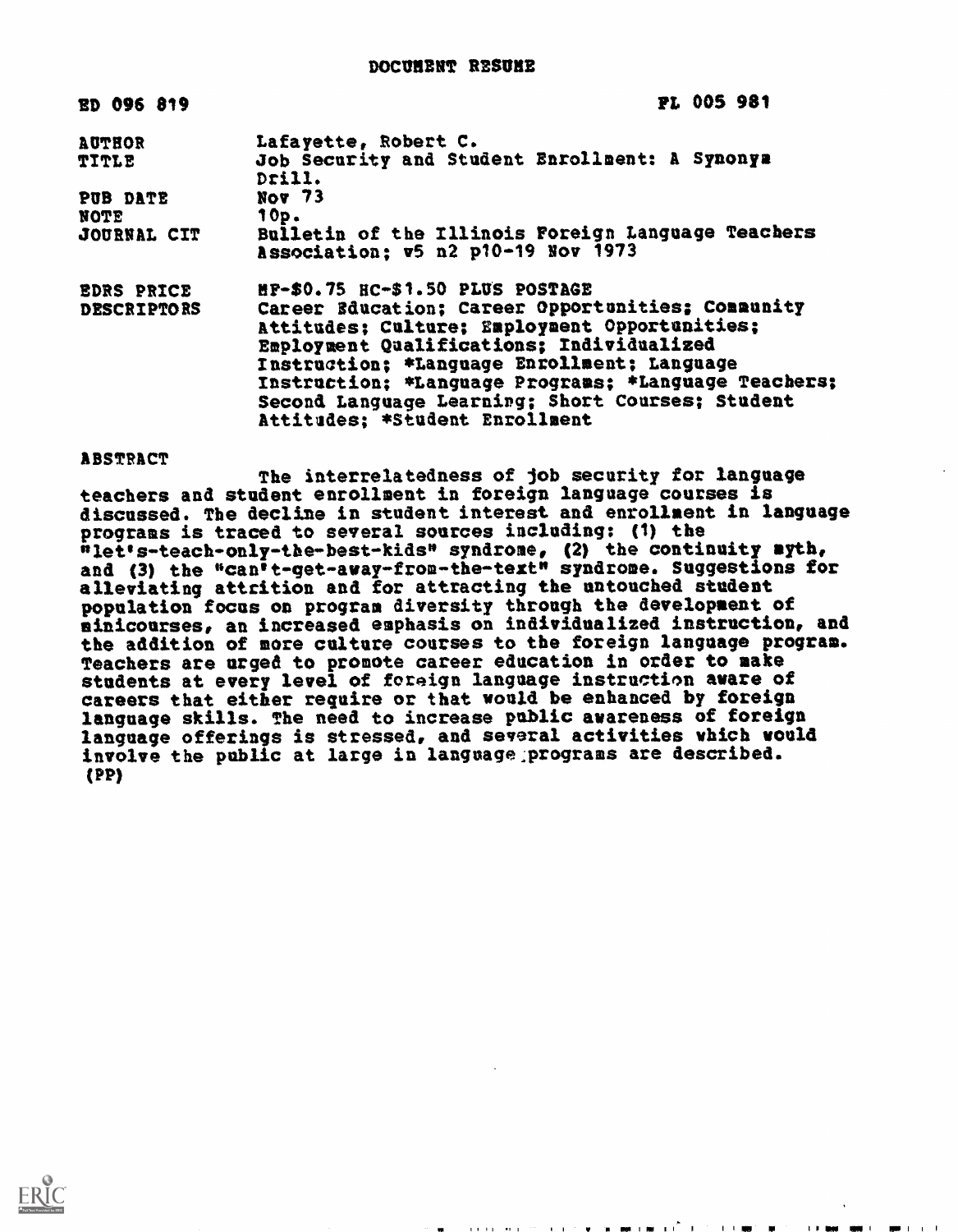DOCUMENT RESUME

| | |
|---|---|
| ED 096 819 | FL 005 981 |
| AUTHOR | Lafayette, Robert C. |
| TITLE | Job Security and Student Enrollment: A Synonym Drill. |
| PUB DATE | Nov 73 |
| NOTE | 10p. |
| JOURNAL CIT | Bulletin of the Illinois Foreign Language Teachers Association; v5 n2 p10-19 Nov 1973 |
| EDRS PRICE | MF-$0.75 HC-$1.50 PLUS POSTAGE |
| DESCRIPTORS | Career Education; Career Opportunities; Community Attitudes; Culture; Employment Opportunities; Employment Qualifications; Individualized Instruction; *Language Enrollment; Language Instruction; *Language Programs; *Language Teachers; Second Language Learning; Short Courses; Student Attitudes; *Student Enrollment |

ABSTRACT

The interrelatedness of job security for language teachers and student enrollment in foreign language courses is discussed. The decline in student interest and enrollment in language programs is traced to several sources including: (1) the "let's-teach-only-the-best-kids" syndrome, (2) the continuity myth, and (3) the "can't-get-away-from-the-text" syndrome. Suggestions for alleviating attrition and for attracting the untouched student population focus on program diversity through the development of minicourses, an increased emphasis on individualized instruction, and the addition of more culture courses to the foreign language program. Teachers are urged to promote career education in order to make students at every level of foreign language instruction aware of careers that either require or that would be enhanced by foreign language skills. The need to increase public awareness of foreign language offerings is stressed, and several activities which would involve the public at large in language programs are described. (PP)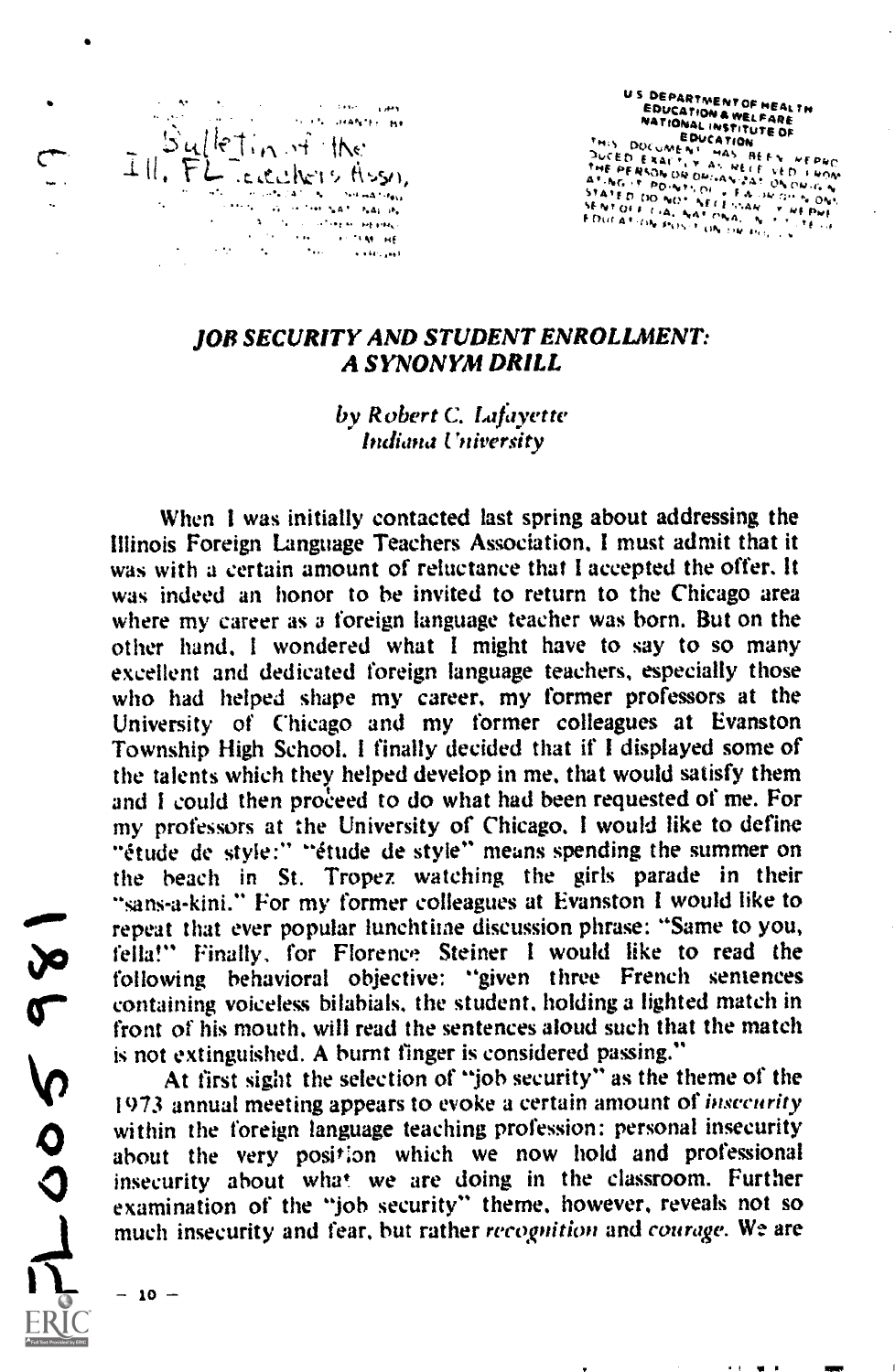Bulletin of the Ill. FL Teachers Assn.

U S DEPARTMENT OF HEALTH EDUCATION & WELFARE NATIONAL INSTITUTE OF EDUCATION THIS DOCUMENT HAS BEEN REPRODUCED EXACTLY AS RECEIVED FROM THE PERSON OR ORGANIZATION ORIGINATING IT POINTS OF VIEW OR OPINIONS STATED DO NOT NECESSARILY REPRESENT OFFICIAL NATIONAL INSTITUTE OF EDUCATION POSITION OR POLICY

## *JOB SECURITY AND STUDENT ENROLLMENT: A SYNONYM DRILL*

*by Robert C. Lafayette*
*Indiana University*

When I was initially contacted last spring about addressing the Illinois Foreign Language Teachers Association, I must admit that it was with a certain amount of reluctance that I accepted the offer. It was indeed an honor to be invited to return to the Chicago area where my career as a foreign language teacher was born. But on the other hand, I wondered what I might have to say to so many excellent and dedicated foreign language teachers, especially those who had helped shape my career, my former professors at the University of Chicago and my former colleagues at Evanston Township High School. I finally decided that if I displayed some of the talents which they helped develop in me, that would satisfy them and I could then proceed to do what had been requested of me. For my professors at the University of Chicago, I would like to define "étude de style:" "étude de style" means spending the summer on the beach in St. Tropez watching the girls parade in their "sans-a-kini." For my former colleagues at Evanston I would like to repeat that ever popular lunchtime discussion phrase: "Same to you, fella!" Finally, for Florence Steiner I would like to read the following behavioral objective: "given three French sentences containing voiceless bilabials, the student, holding a lighted match in front of his mouth, will read the sentences aloud such that the match is not extinguished. A burnt finger is considered passing."

At first sight the selection of "job security" as the theme of the 1973 annual meeting appears to evoke a certain amount of *insecurity* within the foreign language teaching profession: personal insecurity about the very position which we now hold and professional insecurity about what we are doing in the classroom. Further examination of the "job security" theme, however, reveals not so much insecurity and fear, but rather *recognition* and *courage*. We are

FL 005 981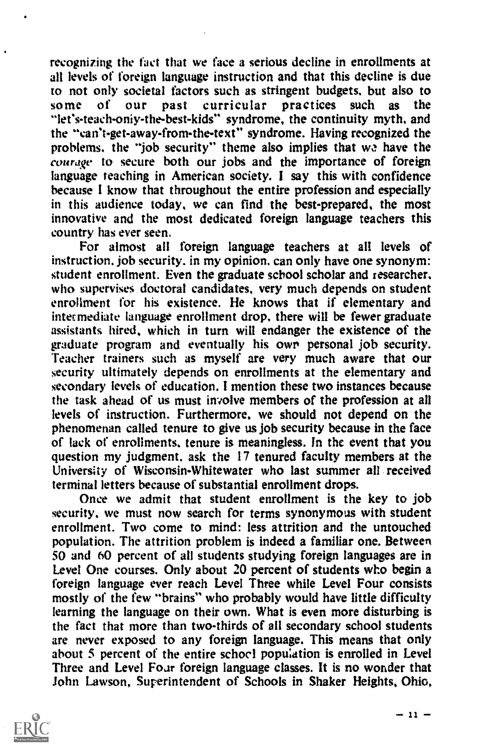recognizing the fact that we face a serious decline in enrollments at all levels of foreign language instruction and that this decline is due to not only societal factors such as stringent budgets, but also to some of our past curricular practices such as the "let's-teach-only-the-best-kids" syndrome, the continuity myth, and the "can't-get-away-from-the-text" syndrome. Having recognized the problems, the "job security" theme also implies that we have the *courage* to secure both our jobs and the importance of foreign language teaching in American society. I say this with confidence because I know that throughout the entire profession and especially in this audience today, we can find the best-prepared, the most innovative and the most dedicated foreign language teachers this country has ever seen.

For almost all foreign language teachers at all levels of instruction, job security, in my opinion, can only have one synonym: student enrollment. Even the graduate school scholar and researcher, who supervises doctoral candidates, very much depends on student enrollment for his existence. He knows that if elementary and intermediate language enrollment drop, there will be fewer graduate assistants hired, which in turn will endanger the existence of the graduate program and eventually his own personal job security. Teacher trainers such as myself are very much aware that our security ultimately depends on enrollments at the elementary and secondary levels of education. I mention these two instances because the task ahead of us must involve members of the profession at all levels of instruction. Furthermore, we should not depend on the phenomenan called tenure to give us job security because in the face of lack of enrollments, tenure is meaningless. In the event that you question my judgment, ask the 17 tenured faculty members at the University of Wisconsin-Whitewater who last summer all received terminal letters because of substantial enrollment drops.

Once we admit that student enrollment is the key to job security, we must now search for terms synonymous with student enrollment. Two come to mind: less attrition and the untouched population. The attrition problem is indeed a familiar one. Between 50 and 60 percent of all students studying foreign languages are in Level One courses. Only about 20 percent of students who begin a foreign language ever reach Level Three while Level Four consists mostly of the few "brains" who probably would have little difficulty learning the language on their own. What is even more disturbing is the fact that more than two-thirds of all secondary school students are never exposed to any foreign language. This means that only about 5 percent of the entire school population is enrolled in Level Three and Level Four foreign language classes. It is no wonder that John Lawson, Superintendent of Schools in Shaker Heights, Ohio,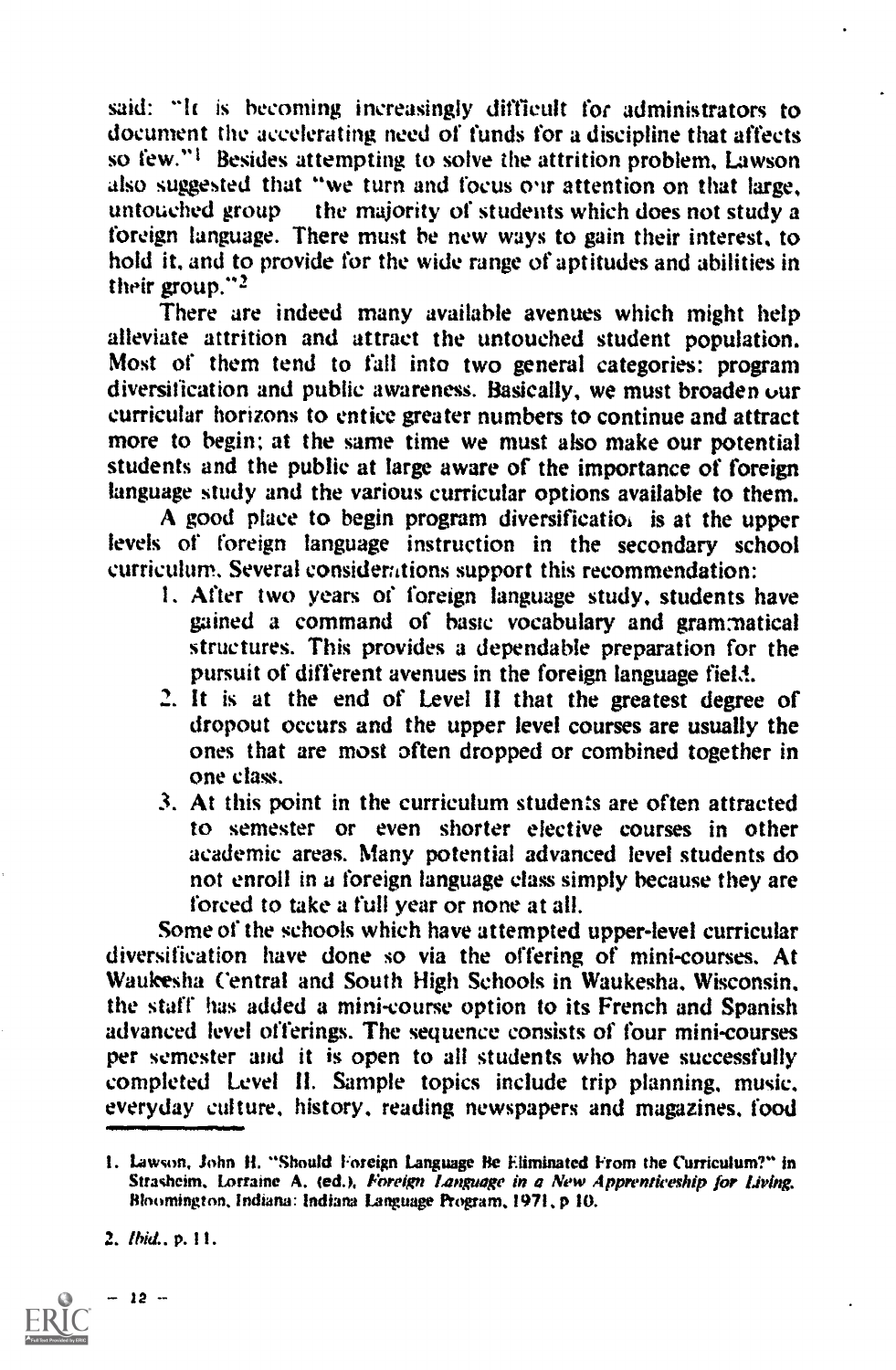said: "It is becoming increasingly difficult for administrators to document the accelerating need of funds for a discipline that affects so few."[1] Besides attempting to solve the attrition problem, Lawson also suggested that "we turn and focus our attention on that large, untouched group — the majority of students which does not study a foreign language. There must be new ways to gain their interest, to hold it, and to provide for the wide range of aptitudes and abilities in their group."[2]

There are indeed many available avenues which might help alleviate attrition and attract the untouched student population. Most of them tend to fall into two general categories: program diversification and public awareness. Basically, we must broaden our curricular horizons to entice greater numbers to continue and attract more to begin; at the same time we must also make our potential students and the public at large aware of the importance of foreign language study and the various curricular options available to them.

A good place to begin program diversification is at the upper levels of foreign language instruction in the secondary school curriculum. Several considerations support this recommendation:

1. After two years of foreign language study, students have gained a command of basic vocabulary and grammatical structures. This provides a dependable preparation for the pursuit of different avenues in the foreign language field.
2. It is at the end of Level II that the greatest degree of dropout occurs and the upper level courses are usually the ones that are most often dropped or combined together in one class.
3. At this point in the curriculum students are often attracted to semester or even shorter elective courses in other academic areas. Many potential advanced level students do not enroll in a foreign language class simply because they are forced to take a full year or none at all.

Some of the schools which have attempted upper-level curricular diversification have done so via the offering of mini-courses. At Waukesha Central and South High Schools in Waukesha, Wisconsin, the staff has added a mini-course option to its French and Spanish advanced level offerings. The sequence consists of four mini-courses per semester and it is open to all students who have successfully completed Level II. Sample topics include trip planning, music, everyday culture, history, reading newspapers and magazines, food

---

1. Lawson, John H. "Should Foreign Language Be Eliminated From the Curriculum?" in Strasheim, Lorraine A. (ed.), *Foreign Language in a New Apprenticeship for Living.* Bloomington, Indiana: Indiana Language Program, 1971, p 10.

2. *Ibid.*, p. 11.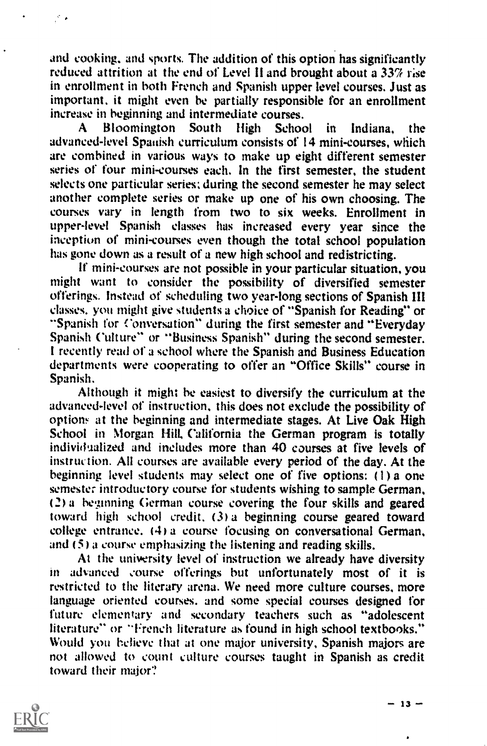and cooking, and sports. The addition of this option has significantly reduced attrition at the end of Level II and brought about a 33% rise in enrollment in both French and Spanish upper level courses. Just as important, it might even be partially responsible for an enrollment increase in beginning and intermediate courses.

A Bloomington South High School in Indiana, the advanced-level Spanish curriculum consists of 14 mini-courses, which are combined in various ways to make up eight different semester series of four mini-courses each. In the first semester, the student selects one particular series; during the second semester he may select another complete series or make up one of his own choosing. The courses vary in length from two to six weeks. Enrollment in upper-level Spanish classes has increased every year since the inception of mini-courses even though the total school population has gone down as a result of a new high school and redistricting.

If mini-courses are not possible in your particular situation, you might want to consider the possibility of diversified semester offerings. Instead of scheduling two year-long sections of Spanish III classes, you might give students a choice of "Spanish for Reading" or "Spanish for Conversation" during the first semester and "Everyday Spanish Culture" or "Business Spanish" during the second semester. I recently read of a school where the Spanish and Business Education departments were cooperating to offer an "Office Skills" course in Spanish.

Although it might be easiest to diversify the curriculum at the advanced-level of instruction, this does not exclude the possibility of options at the beginning and intermediate stages. At Live Oak High School in Morgan Hill, California the German program is totally individualized and includes more than 40 courses at five levels of instruction. All courses are available every period of the day. At the beginning level students may select one of five options: (1) a one semester introductory course for students wishing to sample German, (2) a beginning German course covering the four skills and geared toward high school credit, (3) a beginning course geared toward college entrance, (4) a course focusing on conversational German, and (5) a course emphasizing the listening and reading skills.

At the university level of instruction we already have diversity in advanced course offerings but unfortunately most of it is restricted to the literary arena. We need more culture courses, more language oriented courses, and some special courses designed for future elementary and secondary teachers such as "adolescent literature" or "French literature as found in high school textbooks." Would you believe that at one major university, Spanish majors are not allowed to count culture courses taught in Spanish as credit toward their major?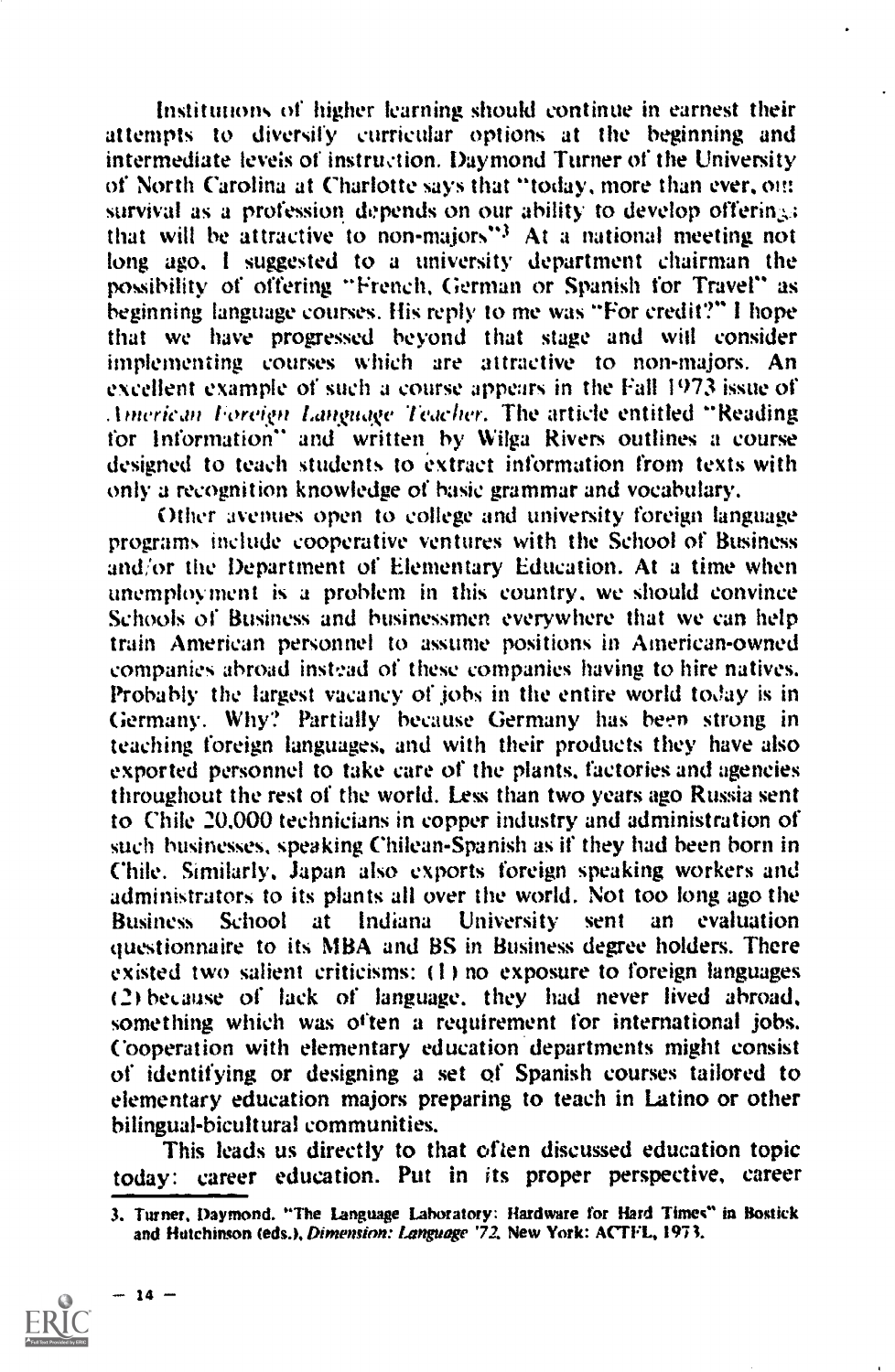Institutions of higher learning should continue in earnest their attempts to diversify curricular options at the beginning and intermediate levels of instruction. Daymond Turner of the University of North Carolina at Charlotte says that "today, more than ever, our survival as a profession depends on our ability to develop offerings that will be attractive to non-majors"[3] At a national meeting not long ago, I suggested to a university department chairman the possibility of offering "French, German or Spanish for Travel" as beginning language courses. His reply to me was "For credit?" I hope that we have progressed beyond that stage and will consider implementing courses which are attractive to non-majors. An excellent example of such a course appears in the Fall 1973 issue of *American Foreign Language Teacher*. The article entitled "Reading for Information" and written by Wilga Rivers outlines a course designed to teach students to extract information from texts with only a recognition knowledge of basic grammar and vocabulary.

Other avenues open to college and university foreign language programs include cooperative ventures with the School of Business and/or the Department of Elementary Education. At a time when unemployment is a problem in this country, we should convince Schools of Business and businessmen everywhere that we can help train American personnel to assume positions in American-owned companies abroad instead of these companies having to hire natives. Probably the largest vacancy of jobs in the entire world today is in Germany. Why? Partially because Germany has been strong in teaching foreign languages, and with their products they have also exported personnel to take care of the plants, factories and agencies throughout the rest of the world. Less than two years ago Russia sent to Chile 20,000 technicians in copper industry and administration of such businesses, speaking Chilean-Spanish as if they had been born in Chile. Similarly, Japan also exports foreign speaking workers and administrators to its plants all over the world. Not too long ago the Business School at Indiana University sent an evaluation questionnaire to its MBA and BS in Business degree holders. There existed two salient criticisms: (1) no exposure to foreign languages (2) because of lack of language, they had never lived abroad, something which was often a requirement for international jobs. Cooperation with elementary education departments might consist of identifying or designing a set of Spanish courses tailored to elementary education majors preparing to teach in Latino or other bilingual-bicultural communities.

This leads us directly to that often discussed education topic today: career education. Put in its proper perspective, career

3. Turner, Daymond. "The Language Laboratory: Hardware for Hard Times" in Bostick and Hutchinson (eds.), *Dimension: Language '72*, New York: ACTFL, 1973.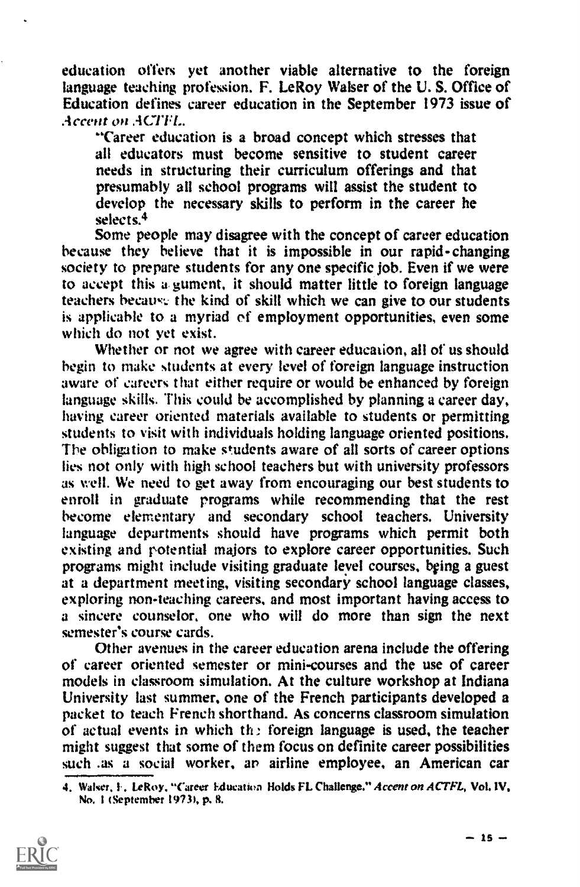education offers yet another viable alternative to the foreign language teaching profession. F. LeRoy Walser of the U. S. Office of Education defines career education in the September 1973 issue of *Accent on ACTFL*.

"Career education is a broad concept which stresses that all educators must become sensitive to student career needs in structuring their curriculum offerings and that presumably all school programs will assist the student to develop the necessary skills to perform in the career he selects.[4]

Some people may disagree with the concept of career education because they believe that it is impossible in our rapid-changing society to prepare students for any one specific job. Even if we were to accept this argument, it should matter little to foreign language teachers because the kind of skill which we can give to our students is applicable to a myriad of employment opportunities, even some which do not yet exist.

Whether or not we agree with career education, all of us should begin to make students at every level of foreign language instruction aware of careers that either require or would be enhanced by foreign language skills. This could be accomplished by planning a career day, having career oriented materials available to students or permitting students to visit with individuals holding language oriented positions. The obligation to make students aware of all sorts of career options lies not only with high school teachers but with university professors as well. We need to get away from encouraging our best students to enroll in graduate programs while recommending that the rest become elementary and secondary school teachers. University language departments should have programs which permit both existing and potential majors to explore career opportunities. Such programs might include visiting graduate level courses, being a guest at a department meeting, visiting secondary school language classes, exploring non-teaching careers, and most important having access to a sincere counselor, one who will do more than sign the next semester's course cards.

Other avenues in the career education arena include the offering of career oriented semester or mini-courses and the use of career models in classroom simulation. At the culture workshop at Indiana University last summer, one of the French participants developed a packet to teach French shorthand. As concerns classroom simulation of actual events in which the foreign language is used, the teacher might suggest that some of them focus on definite career possibilities such as a social worker, an airline employee, an American car

4. Walser, F. LeRoy, "Career Education Holds FL Challenge." *Accent on ACTFL*, Vol. IV, No. 1 (September 1973), p. 8.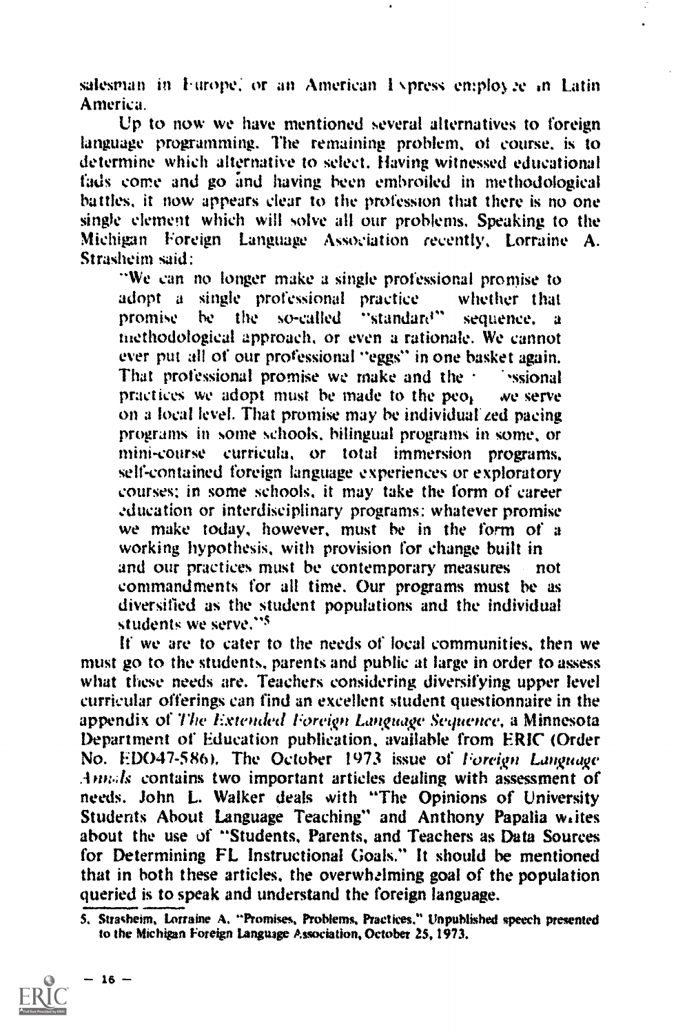salesman in Europe, or an American Express employee in Latin America.

Up to now we have mentioned several alternatives to foreign language programming. The remaining problem, of course, is to determine which alternative to select. Having witnessed educational fads come and go and having been embroiled in methodological battles, it now appears clear to the profession that there is no one single element which will solve all our problems. Speaking to the Michigan Foreign Language Association recently, Lorraine A. Strasheim said:

> "We can no longer make a single professional promise to adopt a single professional practice whether that promise be the so-called "standard" sequence, a methodological approach, or even a rationale. We cannot ever put all of our professional "eggs" in one basket again. That professional promise we make and the professional practices we adopt must be made to the people we serve on a local level. That promise may be individualized pacing programs in some schools, bilingual programs in some, or mini-course curricula, or total immersion programs, self-contained foreign language experiences or exploratory courses; in some schools, it may take the form of career education or interdisciplinary programs; whatever promise we make today, however, must be in the form of a working hypothesis, with provision for change built in and our practices must be contemporary measures not commandments for all time. Our programs must be as diversified as the student populations and the individual students we serve."[5]

If we are to cater to the needs of local communities, then we must go to the students, parents and public at large in order to assess what these needs are. Teachers considering diversifying upper level curricular offerings can find an excellent student questionnaire in the appendix of *The Extended Foreign Language Sequence*, a Minnesota Department of Education publication, available from ERIC (Order No. ED047-586). The October 1973 issue of *Foreign Language Annals* contains two important articles dealing with assessment of needs. John L. Walker deals with "The Opinions of University Students About Language Teaching" and Anthony Papalia writes about the use of "Students, Parents, and Teachers as Data Sources for Determining FL Instructional Goals." It should be mentioned that in both these articles, the overwhelming goal of the population queried is to speak and understand the foreign language.

---

5. Strasheim, Lorraine A. "Promises, Problems, Practices." Unpublished speech presented to the Michigan Foreign Language Association, October 25, 1973.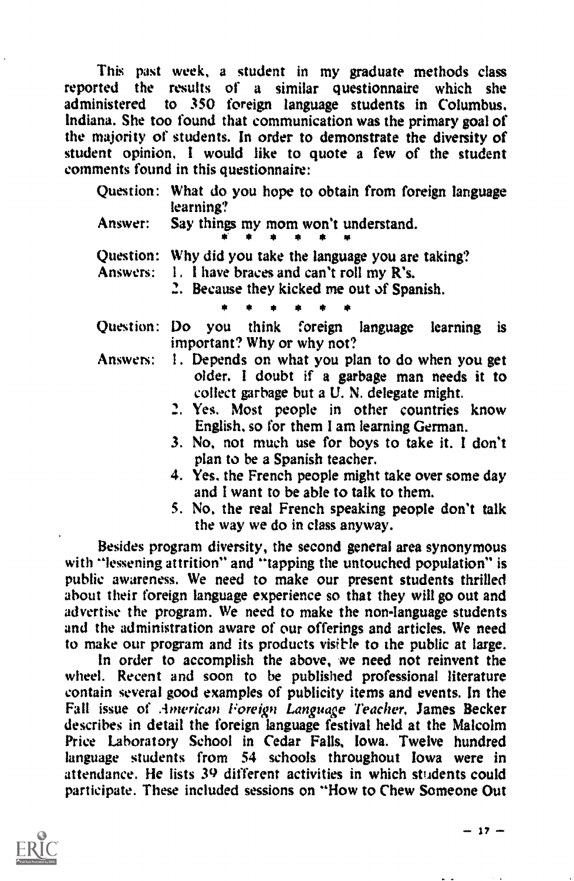This past week, a student in my graduate methods class reported the results of a similar questionnaire which she administered to 350 foreign language students in Columbus, Indiana. She too found that communication was the primary goal of the majority of students. In order to demonstrate the diversity of student opinion, I would like to quote a few of the student comments found in this questionnaire:

Question: What do you hope to obtain from foreign language learning?

Answer: Say things my mom won't understand.

\* \* \* \* \* \*

Question: Why did you take the language you are taking?

Answers:
1. I have braces and can't roll my R's.
2. Because they kicked me out of Spanish.

\* \* \* \* \* \*

Question: Do you think foreign language learning is important? Why or why not?

Answers:
1. Depends on what you plan to do when you get older. I doubt if a garbage man needs it to collect garbage but a U. N. delegate might.
2. Yes. Most people in other countries know English, so for them I am learning German.
3. No, not much use for boys to take it. I don't plan to be a Spanish teacher.
4. Yes, the French people might take over some day and I want to be able to talk to them.
5. No, the real French speaking people don't talk the way we do in class anyway.

Besides program diversity, the second general area synonymous with "lessening attrition" and "tapping the untouched population" is public awareness. We need to make our present students thrilled about their foreign language experience so that they will go out and advertise the program. We need to make the non-language students and the administration aware of our offerings and articles. We need to make our program and its products visible to the public at large.

In order to accomplish the above, we need not reinvent the wheel. Recent and soon to be published professional literature contain several good examples of publicity items and events. In the Fall issue of *American Foreign Language Teacher*, James Becker describes in detail the foreign language festival held at the Malcolm Price Laboratory School in Cedar Falls, Iowa. Twelve hundred language students from 54 schools throughout Iowa were in attendance. He lists 39 different activities in which students could participate. These included sessions on "How to Chew Someone Out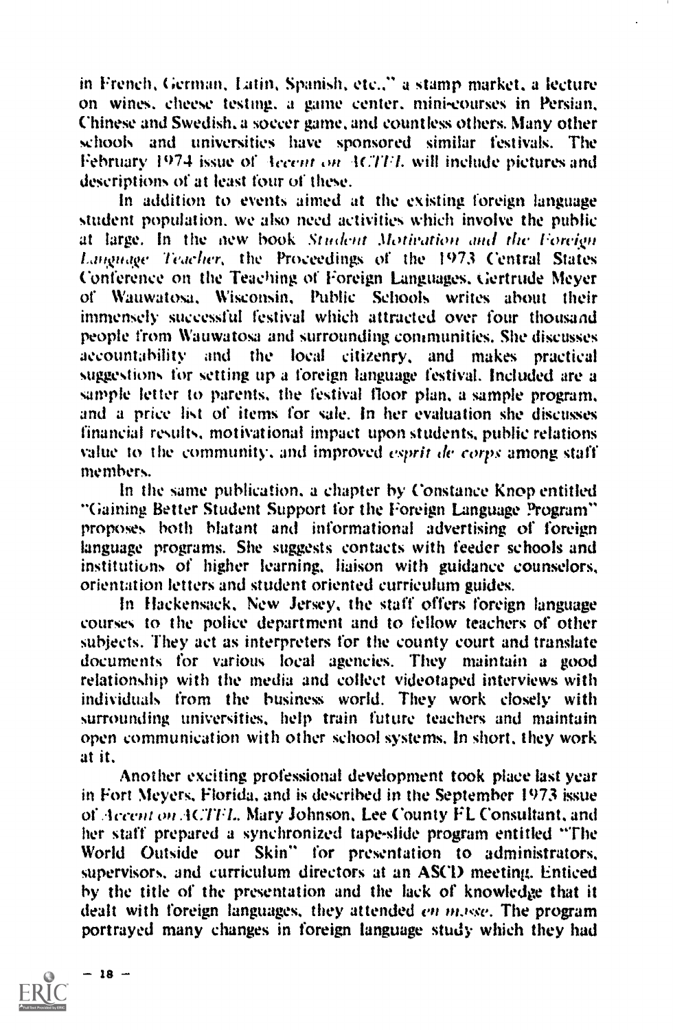in French, German, Latin, Spanish, etc.," a stamp market, a lecture on wines, cheese testing, a game center, mini-courses in Persian, Chinese and Swedish, a soccer game, and countless others. Many other schools and universities have sponsored similar festivals. The February 1974 issue of *Accent on ACTFL* will include pictures and descriptions of at least four of these.

In addition to events aimed at the existing foreign language student population, we also need activities which involve the public at large. In the new book *Student Motivation and the Foreign Language Teacher*, the Proceedings of the 1973 Central States Conference on the Teaching of Foreign Languages, Gertrude Meyer of Wauwatosa, Wisconsin, Public Schools writes about their immensely successful festival which attracted over four thousand people from Wauwatosa and surrounding communities. She discusses accountability and the local citizenry, and makes practical suggestions for setting up a foreign language festival. Included are a sample letter to parents, the festival floor plan, a sample program, and a price list of items for sale. In her evaluation she discusses financial results, motivational impact upon students, public relations value to the community, and improved *esprit de corps* among staff members.

In the same publication, a chapter by Constance Knop entitled "Gaining Better Student Support for the Foreign Language Program" proposes both blatant and informational advertising of foreign language programs. She suggests contacts with feeder schools and institutions of higher learning, liaison with guidance counselors, orientation letters and student oriented curriculum guides.

In Hackensack, New Jersey, the staff offers foreign language courses to the police department and to fellow teachers of other subjects. They act as interpreters for the county court and translate documents for various local agencies. They maintain a good relationship with the media and collect videotaped interviews with individuals from the business world. They work closely with surrounding universities, help train future teachers and maintain open communication with other school systems. In short, they work at it.

Another exciting professional development took place last year in Fort Meyers, Florida, and is described in the September 1973 issue of *Accent on ACTFL*. Mary Johnson, Lee County FL Consultant, and her staff prepared a synchronized tape-slide program entitled "The World Outside our Skin" for presentation to administrators, supervisors, and curriculum directors at an ASCD meeting. Enticed by the title of the presentation and the lack of knowledge that it dealt with foreign languages, they attended *en masse*. The program portrayed many changes in foreign language study which they had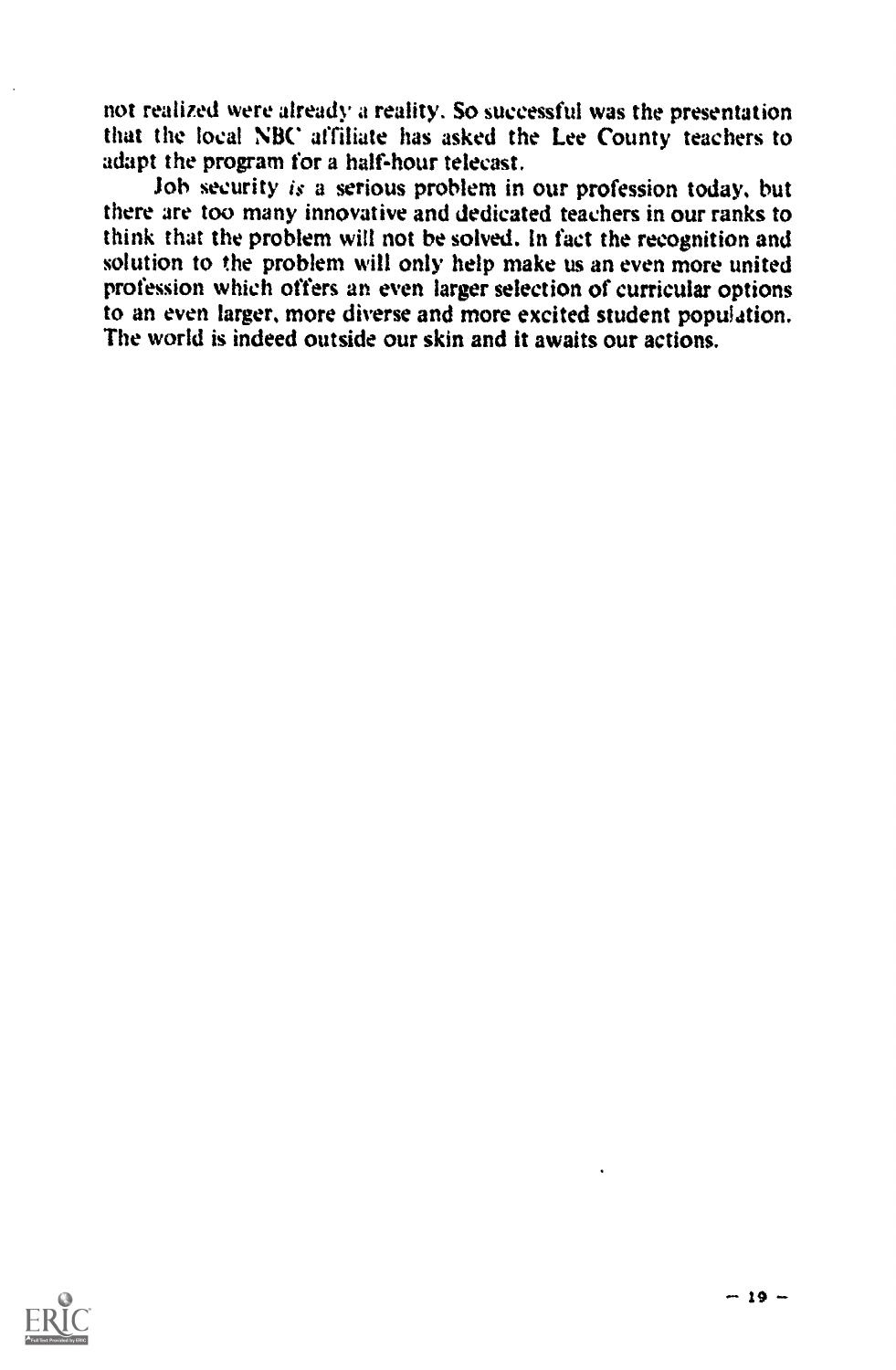not realized were already a reality. So successful was the presentation that the local NBC affiliate has asked the Lee County teachers to adapt the program for a half-hour telecast.

Job security *is* a serious problem in our profession today, but there are too many innovative and dedicated teachers in our ranks to think that the problem will not be solved. In fact the recognition and solution to the problem will only help make us an even more united profession which offers an even larger selection of curricular options to an even larger, more diverse and more excited student population. The world is indeed outside our skin and it awaits our actions.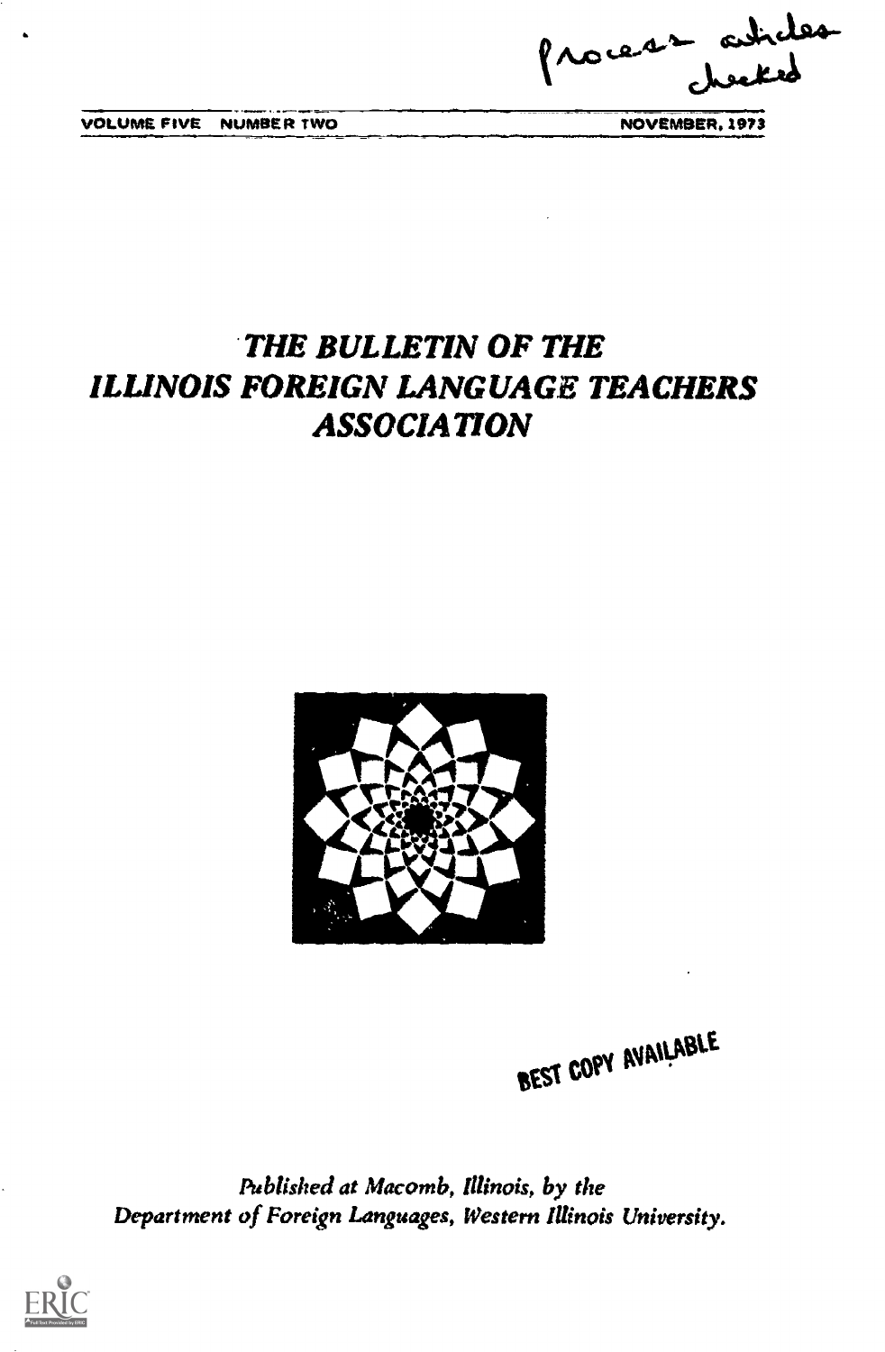Process articles checked

VOLUME FIVE NUMBER TWO NOVEMBER, 1973

# THE BULLETIN OF THE ILLINOIS FOREIGN LANGUAGE TEACHERS ASSOCIATION

BEST COPY AVAILABLE

*Published at Macomb, Illinois, by the Department of Foreign Languages, Western Illinois University.*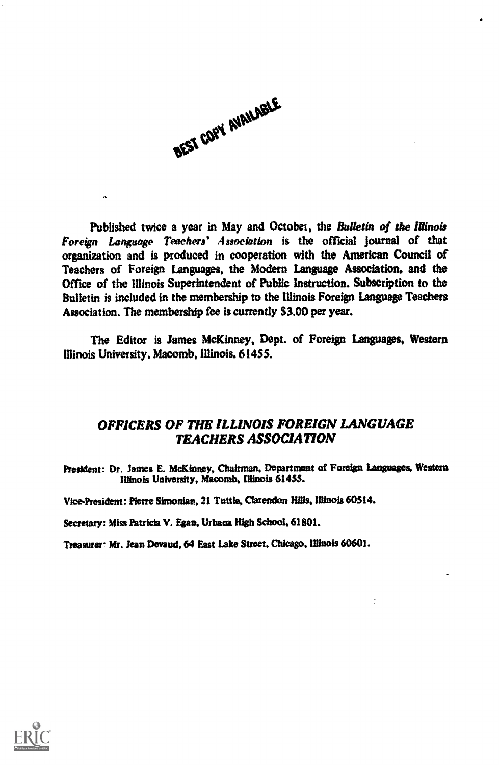BEST COPY AVAILABLE

Published twice a year in May and Octobei, the *Bulletin of the Illinois Foreign Language Teachers' Association* is the official journal of that organization and is produced in cooperation with the American Council of Teachers of Foreign Languages, the Modern Language Association, and the Office of the Illinois Superintendent of Public Instruction. Subscription to the Bulletin is included in the membership to the Illinois Foreign Language Teachers Association. The membership fee is currently $3.00 per year.

The Editor is James McKinney, Dept. of Foreign Languages, Western Illinois University, Macomb, Illinois, 61455.

## *OFFICERS OF THE ILLINOIS FOREIGN LANGUAGE TEACHERS ASSOCIATION*

President: Dr. James E. McKinney, Chairman, Department of Foreign Languages, Western Illinois University, Macomb, Illinois 61455.

Vice-President: Pierre Simonian, 21 Tuttle, Clarendon Hills, Illinois 60514.

Secretary: Miss Patricia V. Egan, Urbana High School, 61801.

Treasurer: Mr. Jean Devaud, 64 East Lake Street, Chicago, Illinois 60601.